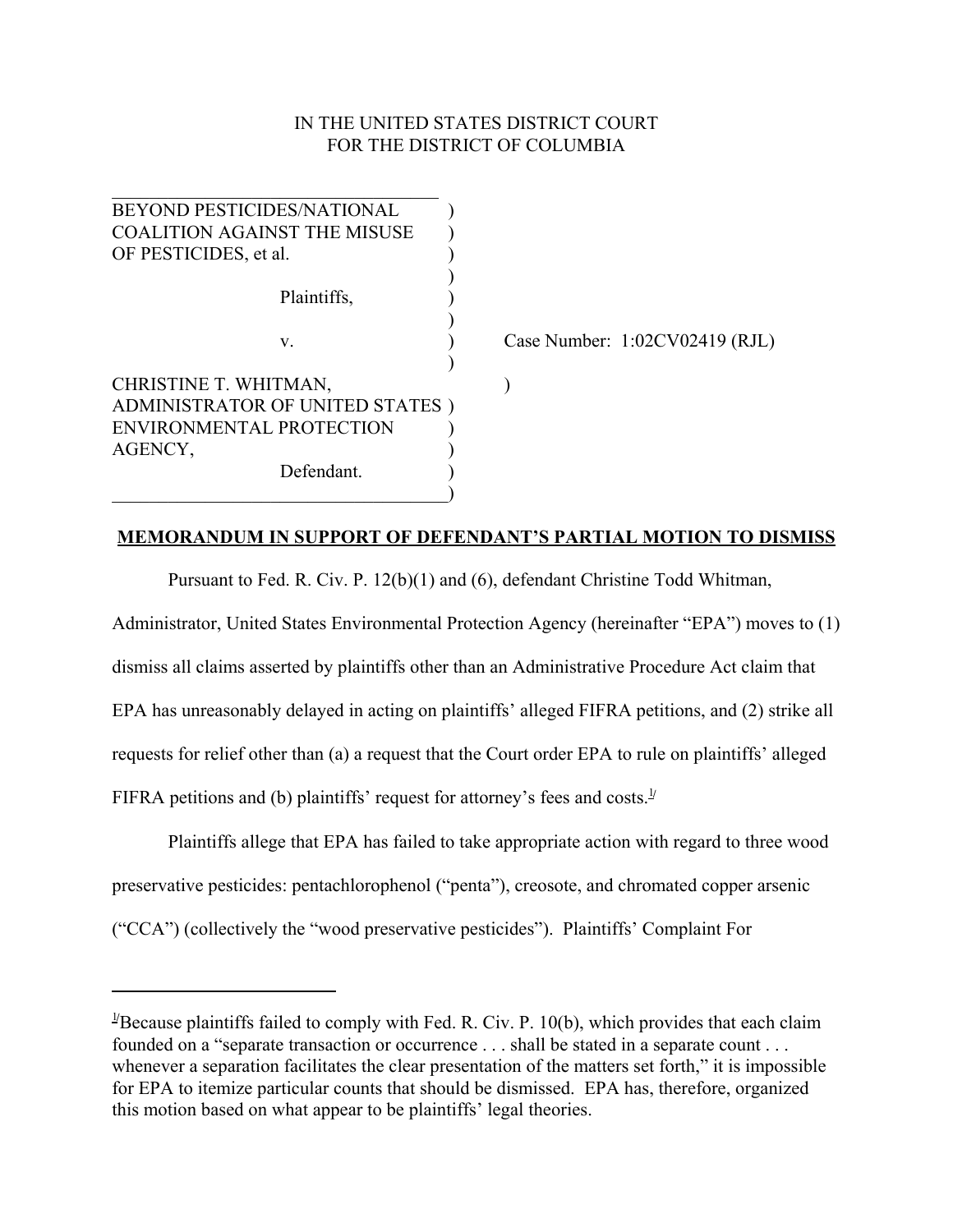IN THE UNITED STATES DISTRICT COURT
FOR THE DISTRICT OF COLUMBIA

BEYOND PESTICIDES/NATIONAL COALITION AGAINST THE MISUSE OF PESTICIDES, et al.

Plaintiffs,

v.

CHRISTINE T. WHITMAN, ADMINISTRATOR OF UNITED STATES ENVIRONMENTAL PROTECTION AGENCY,

Defendant.

Case Number: 1:02CV02419 (RJL)

**MEMORANDUM IN SUPPORT OF DEFENDANT'S PARTIAL MOTION TO DISMISS**

Pursuant to Fed. R. Civ. P. 12(b)(1) and (6), defendant Christine Todd Whitman, Administrator, United States Environmental Protection Agency (hereinafter "EPA") moves to (1) dismiss all claims asserted by plaintiffs other than an Administrative Procedure Act claim that EPA has unreasonably delayed in acting on plaintiffs' alleged FIFRA petitions, and (2) strike all requests for relief other than (a) a request that the Court order EPA to rule on plaintiffs' alleged FIFRA petitions and (b) plaintiffs' request for attorney's fees and costs.[1]

Plaintiffs allege that EPA has failed to take appropriate action with regard to three wood preservative pesticides: pentachlorophenol ("penta"), creosote, and chromated copper arsenic ("CCA") (collectively the "wood preservative pesticides"). Plaintiffs' Complaint For

[1] Because plaintiffs failed to comply with Fed. R. Civ. P. 10(b), which provides that each claim founded on a "separate transaction or occurrence . . . shall be stated in a separate count . . . whenever a separation facilitates the clear presentation of the matters set forth," it is impossible for EPA to itemize particular counts that should be dismissed. EPA has, therefore, organized this motion based on what appear to be plaintiffs' legal theories.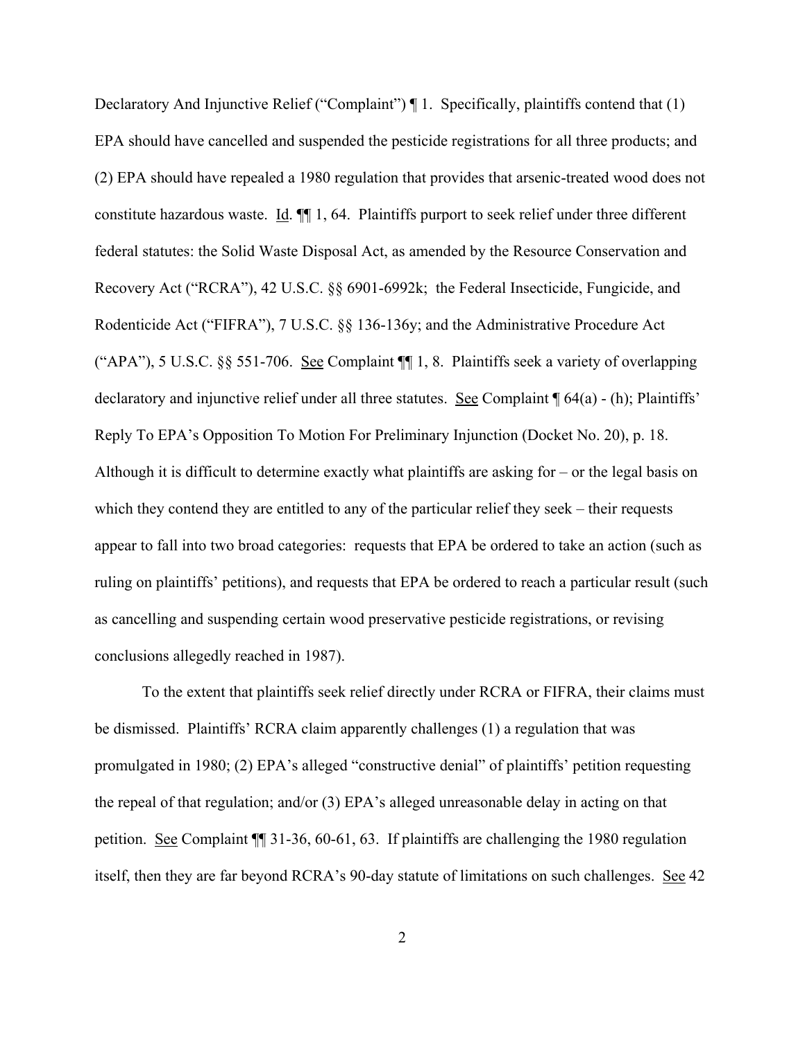Declaratory And Injunctive Relief ("Complaint") ¶ 1. Specifically, plaintiffs contend that (1) EPA should have cancelled and suspended the pesticide registrations for all three products; and (2) EPA should have repealed a 1980 regulation that provides that arsenic-treated wood does not constitute hazardous waste. Id. ¶¶ 1, 64. Plaintiffs purport to seek relief under three different federal statutes: the Solid Waste Disposal Act, as amended by the Resource Conservation and Recovery Act ("RCRA"), 42 U.S.C. §§ 6901-6992k; the Federal Insecticide, Fungicide, and Rodenticide Act ("FIFRA"), 7 U.S.C. §§ 136-136y; and the Administrative Procedure Act ("APA"), 5 U.S.C. §§ 551-706. See Complaint ¶¶ 1, 8. Plaintiffs seek a variety of overlapping declaratory and injunctive relief under all three statutes. See Complaint ¶ 64(a) - (h); Plaintiffs' Reply To EPA's Opposition To Motion For Preliminary Injunction (Docket No. 20), p. 18. Although it is difficult to determine exactly what plaintiffs are asking for – or the legal basis on which they contend they are entitled to any of the particular relief they seek – their requests appear to fall into two broad categories: requests that EPA be ordered to take an action (such as ruling on plaintiffs' petitions), and requests that EPA be ordered to reach a particular result (such as cancelling and suspending certain wood preservative pesticide registrations, or revising conclusions allegedly reached in 1987).

To the extent that plaintiffs seek relief directly under RCRA or FIFRA, their claims must be dismissed. Plaintiffs' RCRA claim apparently challenges (1) a regulation that was promulgated in 1980; (2) EPA's alleged "constructive denial" of plaintiffs' petition requesting the repeal of that regulation; and/or (3) EPA's alleged unreasonable delay in acting on that petition. See Complaint ¶¶ 31-36, 60-61, 63. If plaintiffs are challenging the 1980 regulation itself, then they are far beyond RCRA's 90-day statute of limitations on such challenges. See 42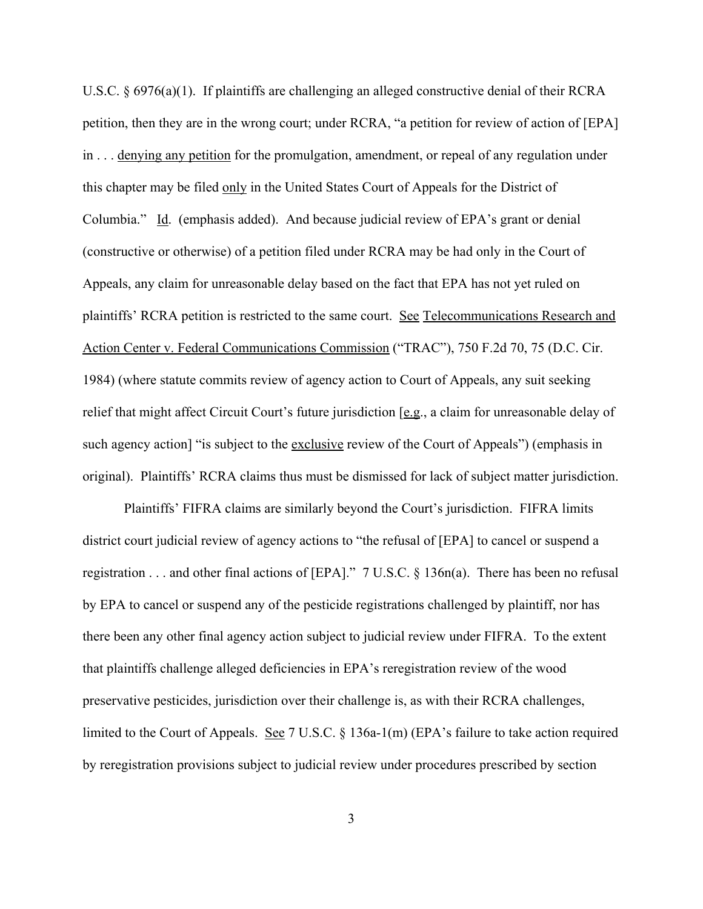U.S.C. § 6976(a)(1). If plaintiffs are challenging an alleged constructive denial of their RCRA petition, then they are in the wrong court; under RCRA, "a petition for review of action of [EPA] in . . . denying any petition for the promulgation, amendment, or repeal of any regulation under this chapter may be filed only in the United States Court of Appeals for the District of Columbia." Id. (emphasis added). And because judicial review of EPA's grant or denial (constructive or otherwise) of a petition filed under RCRA may be had only in the Court of Appeals, any claim for unreasonable delay based on the fact that EPA has not yet ruled on plaintiffs' RCRA petition is restricted to the same court. See Telecommunications Research and Action Center v. Federal Communications Commission ("TRAC"), 750 F.2d 70, 75 (D.C. Cir. 1984) (where statute commits review of agency action to Court of Appeals, any suit seeking relief that might affect Circuit Court's future jurisdiction [e.g., a claim for unreasonable delay of such agency action] "is subject to the exclusive review of the Court of Appeals") (emphasis in original). Plaintiffs' RCRA claims thus must be dismissed for lack of subject matter jurisdiction.

Plaintiffs' FIFRA claims are similarly beyond the Court's jurisdiction. FIFRA limits district court judicial review of agency actions to "the refusal of [EPA] to cancel or suspend a registration . . . and other final actions of [EPA]." 7 U.S.C. § 136n(a). There has been no refusal by EPA to cancel or suspend any of the pesticide registrations challenged by plaintiff, nor has there been any other final agency action subject to judicial review under FIFRA. To the extent that plaintiffs challenge alleged deficiencies in EPA's reregistration review of the wood preservative pesticides, jurisdiction over their challenge is, as with their RCRA challenges, limited to the Court of Appeals. See 7 U.S.C. § 136a-1(m) (EPA's failure to take action required by reregistration provisions subject to judicial review under procedures prescribed by section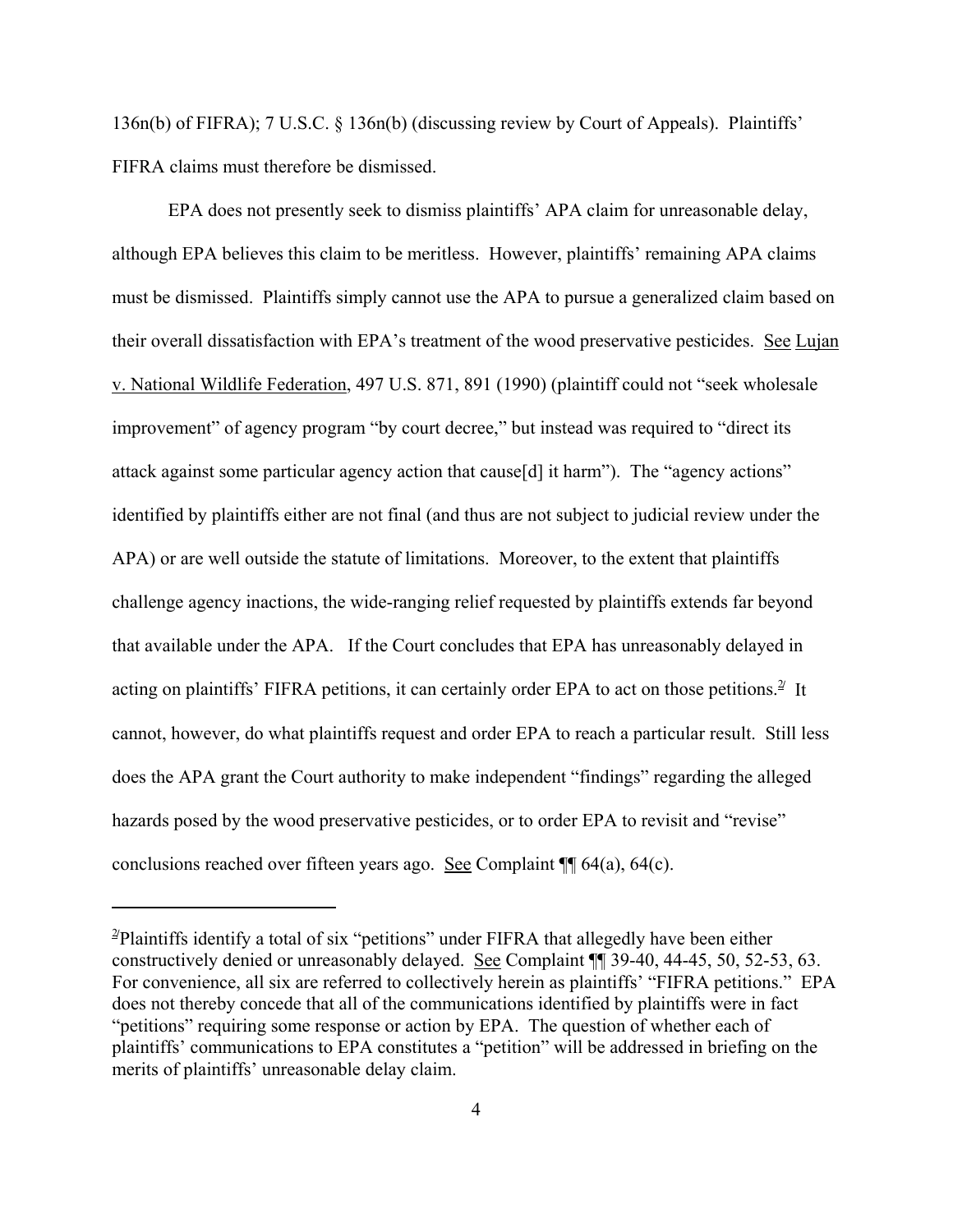136n(b) of FIFRA); 7 U.S.C. § 136n(b) (discussing review by Court of Appeals). Plaintiffs' FIFRA claims must therefore be dismissed.

EPA does not presently seek to dismiss plaintiffs' APA claim for unreasonable delay, although EPA believes this claim to be meritless. However, plaintiffs' remaining APA claims must be dismissed. Plaintiffs simply cannot use the APA to pursue a generalized claim based on their overall dissatisfaction with EPA's treatment of the wood preservative pesticides. See Lujan v. National Wildlife Federation, 497 U.S. 871, 891 (1990) (plaintiff could not "seek wholesale improvement" of agency program "by court decree," but instead was required to "direct its attack against some particular agency action that cause[d] it harm"). The "agency actions" identified by plaintiffs either are not final (and thus are not subject to judicial review under the APA) or are well outside the statute of limitations. Moreover, to the extent that plaintiffs challenge agency inactions, the wide-ranging relief requested by plaintiffs extends far beyond that available under the APA. If the Court concludes that EPA has unreasonably delayed in acting on plaintiffs' FIFRA petitions, it can certainly order EPA to act on those petitions.[2] It cannot, however, do what plaintiffs request and order EPA to reach a particular result. Still less does the APA grant the Court authority to make independent "findings" regarding the alleged hazards posed by the wood preservative pesticides, or to order EPA to revisit and "revise" conclusions reached over fifteen years ago. See Complaint ¶¶ 64(a), 64(c).

---

[2] Plaintiffs identify a total of six "petitions" under FIFRA that allegedly have been either constructively denied or unreasonably delayed. See Complaint ¶¶ 39-40, 44-45, 50, 52-53, 63. For convenience, all six are referred to collectively herein as plaintiffs' "FIFRA petitions." EPA does not thereby concede that all of the communications identified by plaintiffs were in fact "petitions" requiring some response or action by EPA. The question of whether each of plaintiffs' communications to EPA constitutes a "petition" will be addressed in briefing on the merits of plaintiffs' unreasonable delay claim.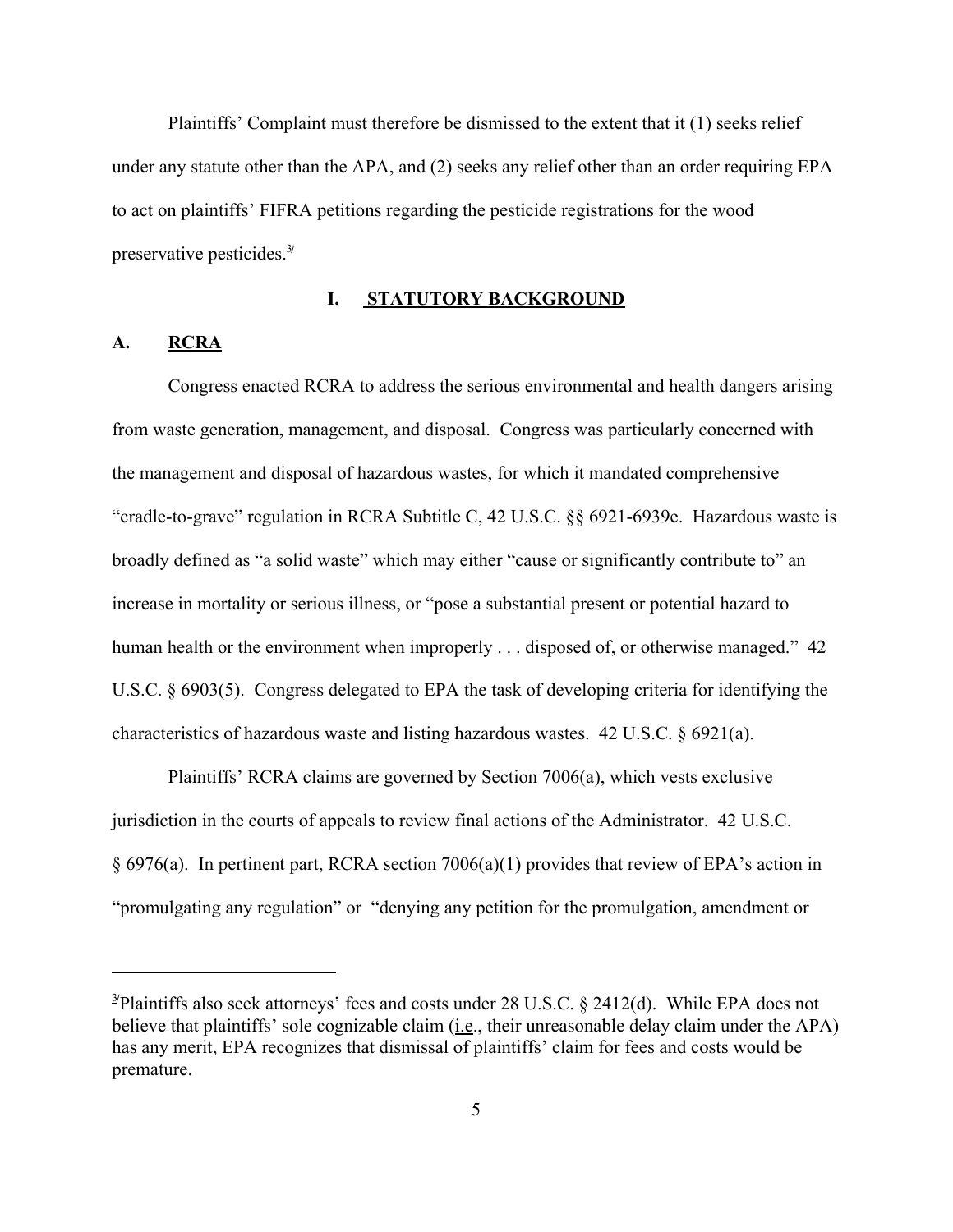Plaintiffs' Complaint must therefore be dismissed to the extent that it (1) seeks relief under any statute other than the APA, and (2) seeks any relief other than an order requiring EPA to act on plaintiffs' FIFRA petitions regarding the pesticide registrations for the wood preservative pesticides.[3]

## I. STATUTORY BACKGROUND

### A. RCRA

Congress enacted RCRA to address the serious environmental and health dangers arising from waste generation, management, and disposal. Congress was particularly concerned with the management and disposal of hazardous wastes, for which it mandated comprehensive "cradle-to-grave" regulation in RCRA Subtitle C, 42 U.S.C. §§ 6921-6939e. Hazardous waste is broadly defined as "a solid waste" which may either "cause or significantly contribute to" an increase in mortality or serious illness, or "pose a substantial present or potential hazard to human health or the environment when improperly . . . disposed of, or otherwise managed." 42 U.S.C. § 6903(5). Congress delegated to EPA the task of developing criteria for identifying the characteristics of hazardous waste and listing hazardous wastes. 42 U.S.C. § 6921(a).

Plaintiffs' RCRA claims are governed by Section 7006(a), which vests exclusive jurisdiction in the courts of appeals to review final actions of the Administrator. 42 U.S.C. § 6976(a). In pertinent part, RCRA section 7006(a)(1) provides that review of EPA's action in "promulgating any regulation" or "denying any petition for the promulgation, amendment or

---

[3] Plaintiffs also seek attorneys' fees and costs under 28 U.S.C. § 2412(d). While EPA does not believe that plaintiffs' sole cognizable claim (i.e., their unreasonable delay claim under the APA) has any merit, EPA recognizes that dismissal of plaintiffs' claim for fees and costs would be premature.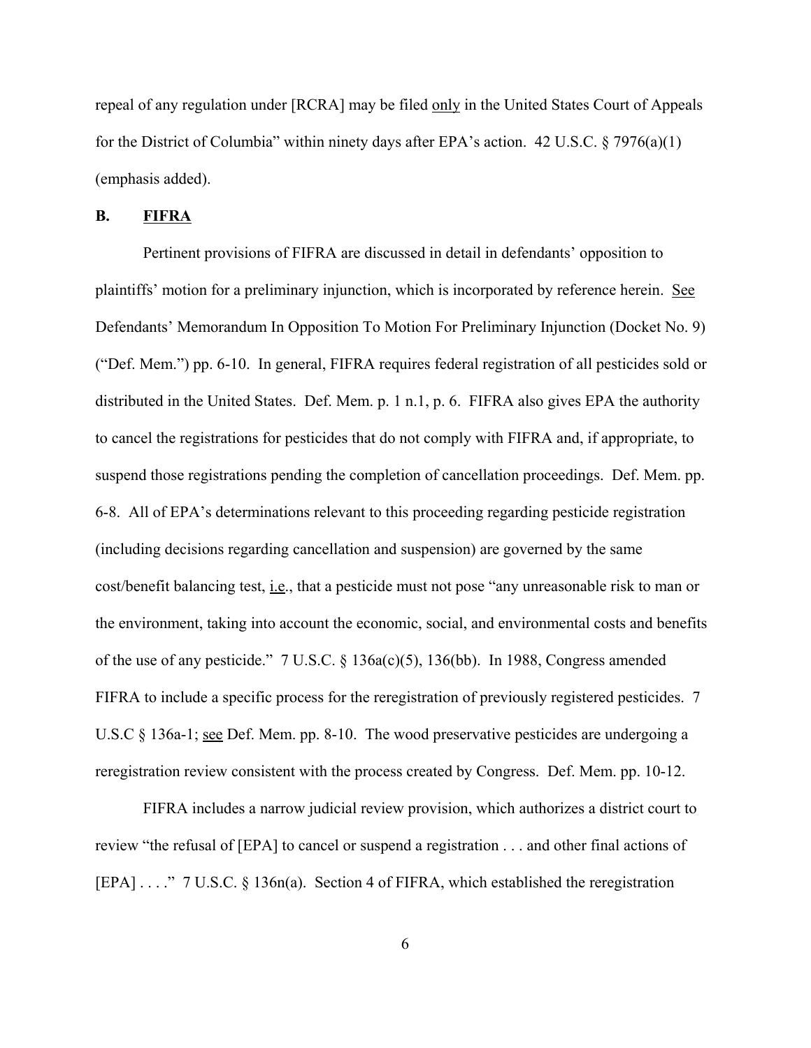repeal of any regulation under [RCRA] may be filed only in the United States Court of Appeals for the District of Columbia" within ninety days after EPA's action. 42 U.S.C. § 7976(a)(1) (emphasis added).

## B. FIFRA

Pertinent provisions of FIFRA are discussed in detail in defendants' opposition to plaintiffs' motion for a preliminary injunction, which is incorporated by reference herein. See Defendants' Memorandum In Opposition To Motion For Preliminary Injunction (Docket No. 9) ("Def. Mem.") pp. 6-10. In general, FIFRA requires federal registration of all pesticides sold or distributed in the United States. Def. Mem. p. 1 n.1, p. 6. FIFRA also gives EPA the authority to cancel the registrations for pesticides that do not comply with FIFRA and, if appropriate, to suspend those registrations pending the completion of cancellation proceedings. Def. Mem. pp. 6-8. All of EPA's determinations relevant to this proceeding regarding pesticide registration (including decisions regarding cancellation and suspension) are governed by the same cost/benefit balancing test, i.e., that a pesticide must not pose "any unreasonable risk to man or the environment, taking into account the economic, social, and environmental costs and benefits of the use of any pesticide." 7 U.S.C. § 136a(c)(5), 136(bb). In 1988, Congress amended FIFRA to include a specific process for the reregistration of previously registered pesticides. 7 U.S.C § 136a-1; see Def. Mem. pp. 8-10. The wood preservative pesticides are undergoing a reregistration review consistent with the process created by Congress. Def. Mem. pp. 10-12.

FIFRA includes a narrow judicial review provision, which authorizes a district court to review "the refusal of [EPA] to cancel or suspend a registration . . . and other final actions of [EPA] . . . ." 7 U.S.C. § 136n(a). Section 4 of FIFRA, which established the reregistration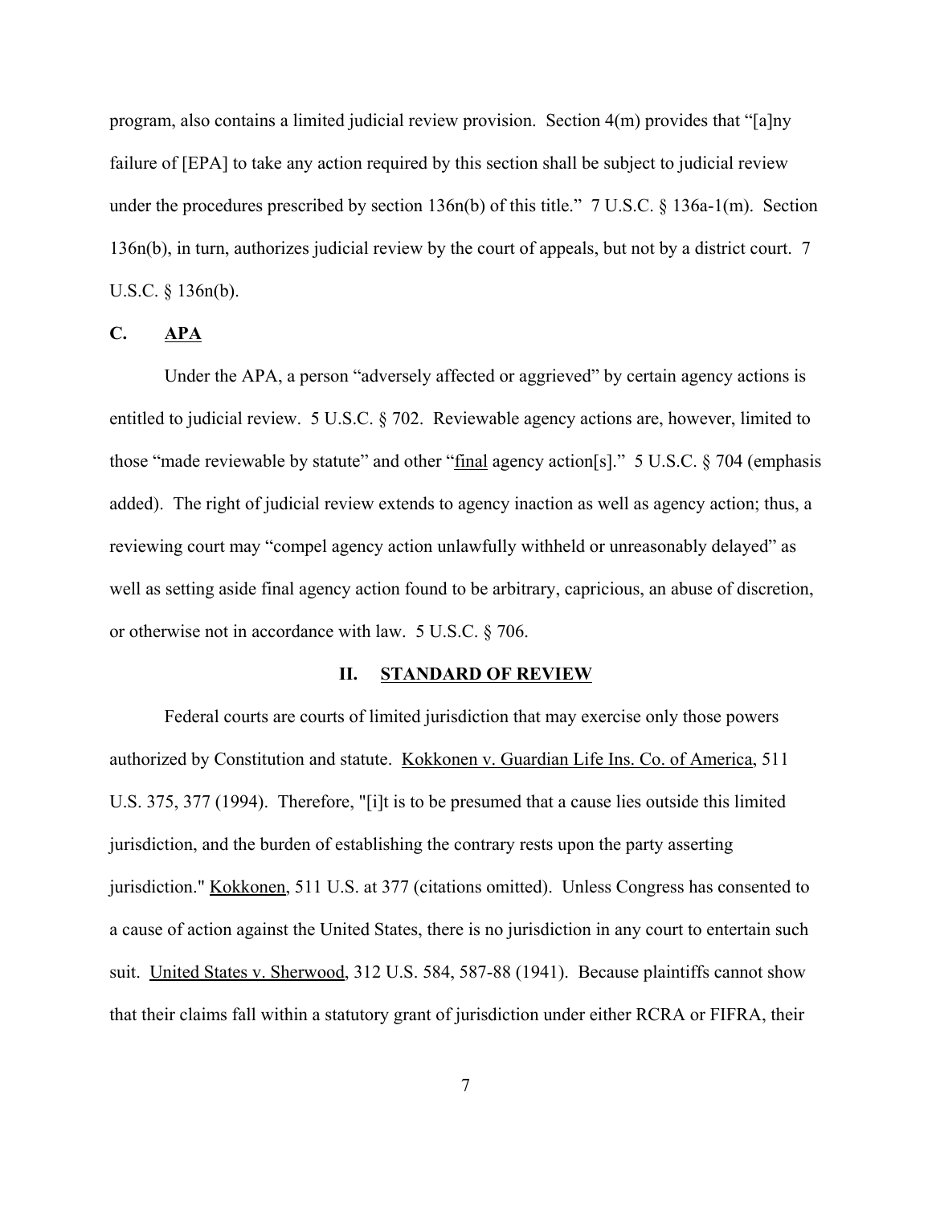program, also contains a limited judicial review provision. Section 4(m) provides that "[a]ny failure of [EPA] to take any action required by this section shall be subject to judicial review under the procedures prescribed by section 136n(b) of this title." 7 U.S.C. § 136a-1(m). Section 136n(b), in turn, authorizes judicial review by the court of appeals, but not by a district court. 7 U.S.C. § 136n(b).

### C. APA

Under the APA, a person "adversely affected or aggrieved" by certain agency actions is entitled to judicial review. 5 U.S.C. § 702. Reviewable agency actions are, however, limited to those "made reviewable by statute" and other "final agency action[s]." 5 U.S.C. § 704 (emphasis added). The right of judicial review extends to agency inaction as well as agency action; thus, a reviewing court may "compel agency action unlawfully withheld or unreasonably delayed" as well as setting aside final agency action found to be arbitrary, capricious, an abuse of discretion, or otherwise not in accordance with law. 5 U.S.C. § 706.

## II. STANDARD OF REVIEW

Federal courts are courts of limited jurisdiction that may exercise only those powers authorized by Constitution and statute. Kokkonen v. Guardian Life Ins. Co. of America, 511 U.S. 375, 377 (1994). Therefore, "[i]t is to be presumed that a cause lies outside this limited jurisdiction, and the burden of establishing the contrary rests upon the party asserting jurisdiction." Kokkonen, 511 U.S. at 377 (citations omitted). Unless Congress has consented to a cause of action against the United States, there is no jurisdiction in any court to entertain such suit. United States v. Sherwood, 312 U.S. 584, 587-88 (1941). Because plaintiffs cannot show that their claims fall within a statutory grant of jurisdiction under either RCRA or FIFRA, their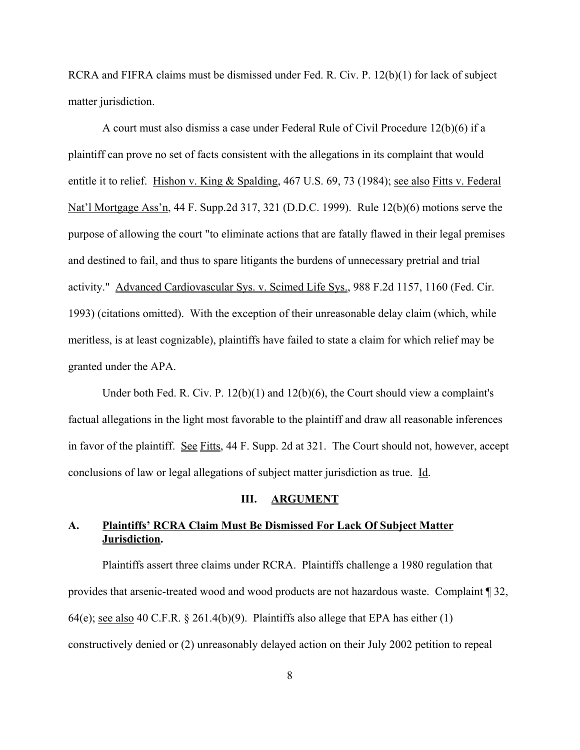RCRA and FIFRA claims must be dismissed under Fed. R. Civ. P. 12(b)(1) for lack of subject matter jurisdiction.

A court must also dismiss a case under Federal Rule of Civil Procedure 12(b)(6) if a plaintiff can prove no set of facts consistent with the allegations in its complaint that would entitle it to relief. Hishon v. King & Spalding, 467 U.S. 69, 73 (1984); see also Fitts v. Federal Nat'l Mortgage Ass'n, 44 F. Supp.2d 317, 321 (D.D.C. 1999). Rule 12(b)(6) motions serve the purpose of allowing the court "to eliminate actions that are fatally flawed in their legal premises and destined to fail, and thus to spare litigants the burdens of unnecessary pretrial and trial activity." Advanced Cardiovascular Sys. v. Scimed Life Sys., 988 F.2d 1157, 1160 (Fed. Cir. 1993) (citations omitted). With the exception of their unreasonable delay claim (which, while meritless, is at least cognizable), plaintiffs have failed to state a claim for which relief may be granted under the APA.

Under both Fed. R. Civ. P. 12(b)(1) and 12(b)(6), the Court should view a complaint's factual allegations in the light most favorable to the plaintiff and draw all reasonable inferences in favor of the plaintiff. See Fitts, 44 F. Supp. 2d at 321. The Court should not, however, accept conclusions of law or legal allegations of subject matter jurisdiction as true. Id.

## III. ARGUMENT

### A. Plaintiffs' RCRA Claim Must Be Dismissed For Lack Of Subject Matter Jurisdiction.

Plaintiffs assert three claims under RCRA. Plaintiffs challenge a 1980 regulation that provides that arsenic-treated wood and wood products are not hazardous waste. Complaint ¶ 32, 64(e); see also 40 C.F.R. § 261.4(b)(9). Plaintiffs also allege that EPA has either (1) constructively denied or (2) unreasonably delayed action on their July 2002 petition to repeal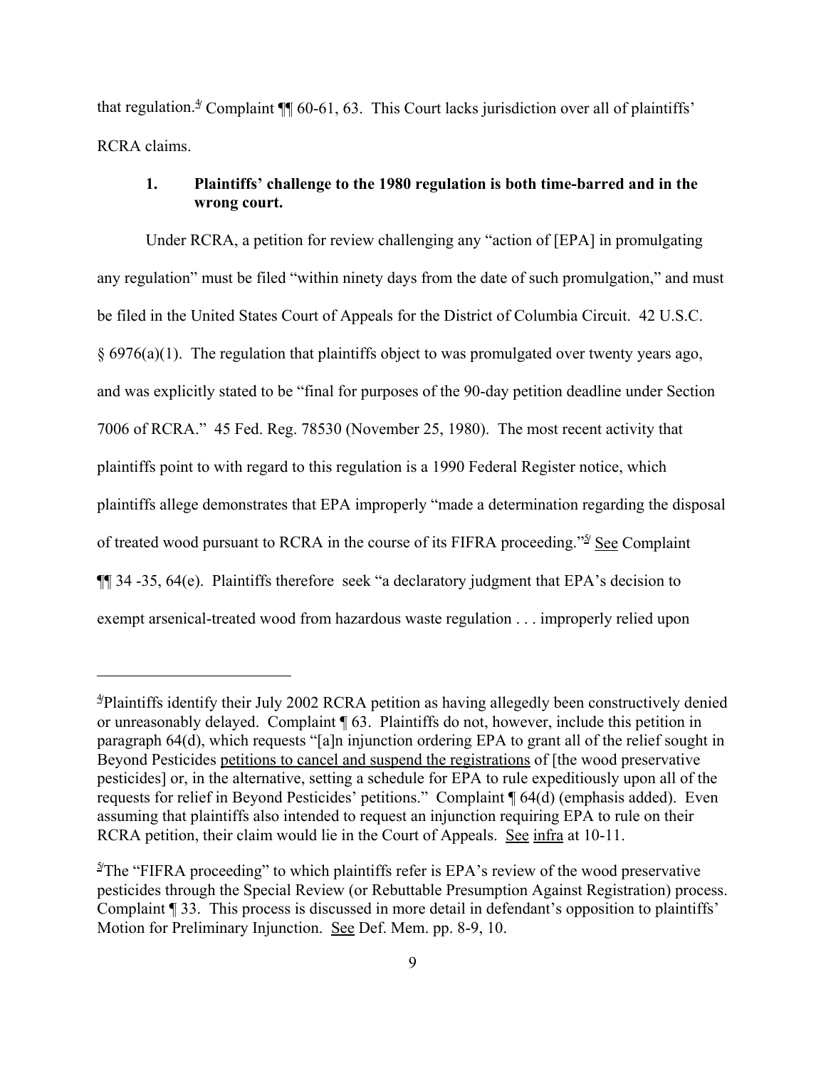that regulation.[4] Complaint ¶¶ 60-61, 63. This Court lacks jurisdiction over all of plaintiffs' RCRA claims.

### 1. Plaintiffs' challenge to the 1980 regulation is both time-barred and in the wrong court.

Under RCRA, a petition for review challenging any "action of [EPA] in promulgating any regulation" must be filed "within ninety days from the date of such promulgation," and must be filed in the United States Court of Appeals for the District of Columbia Circuit. 42 U.S.C. § 6976(a)(1). The regulation that plaintiffs object to was promulgated over twenty years ago, and was explicitly stated to be "final for purposes of the 90-day petition deadline under Section 7006 of RCRA." 45 Fed. Reg. 78530 (November 25, 1980). The most recent activity that plaintiffs point to with regard to this regulation is a 1990 Federal Register notice, which plaintiffs allege demonstrates that EPA improperly "made a determination regarding the disposal of treated wood pursuant to RCRA in the course of its FIFRA proceeding."[5] See Complaint ¶¶ 34 -35, 64(e). Plaintiffs therefore seek "a declaratory judgment that EPA's decision to exempt arsenical-treated wood from hazardous waste regulation . . . improperly relied upon

---

[4] Plaintiffs identify their July 2002 RCRA petition as having allegedly been constructively denied or unreasonably delayed. Complaint ¶ 63. Plaintiffs do not, however, include this petition in paragraph 64(d), which requests "[a]n injunction ordering EPA to grant all of the relief sought in Beyond Pesticides petitions to cancel and suspend the registrations of [the wood preservative pesticides] or, in the alternative, setting a schedule for EPA to rule expeditiously upon all of the requests for relief in Beyond Pesticides' petitions." Complaint ¶ 64(d) (emphasis added). Even assuming that plaintiffs also intended to request an injunction requiring EPA to rule on their RCRA petition, their claim would lie in the Court of Appeals. See infra at 10-11.

[5] The "FIFRA proceeding" to which plaintiffs refer is EPA's review of the wood preservative pesticides through the Special Review (or Rebuttable Presumption Against Registration) process. Complaint ¶ 33. This process is discussed in more detail in defendant's opposition to plaintiffs' Motion for Preliminary Injunction. See Def. Mem. pp. 8-9, 10.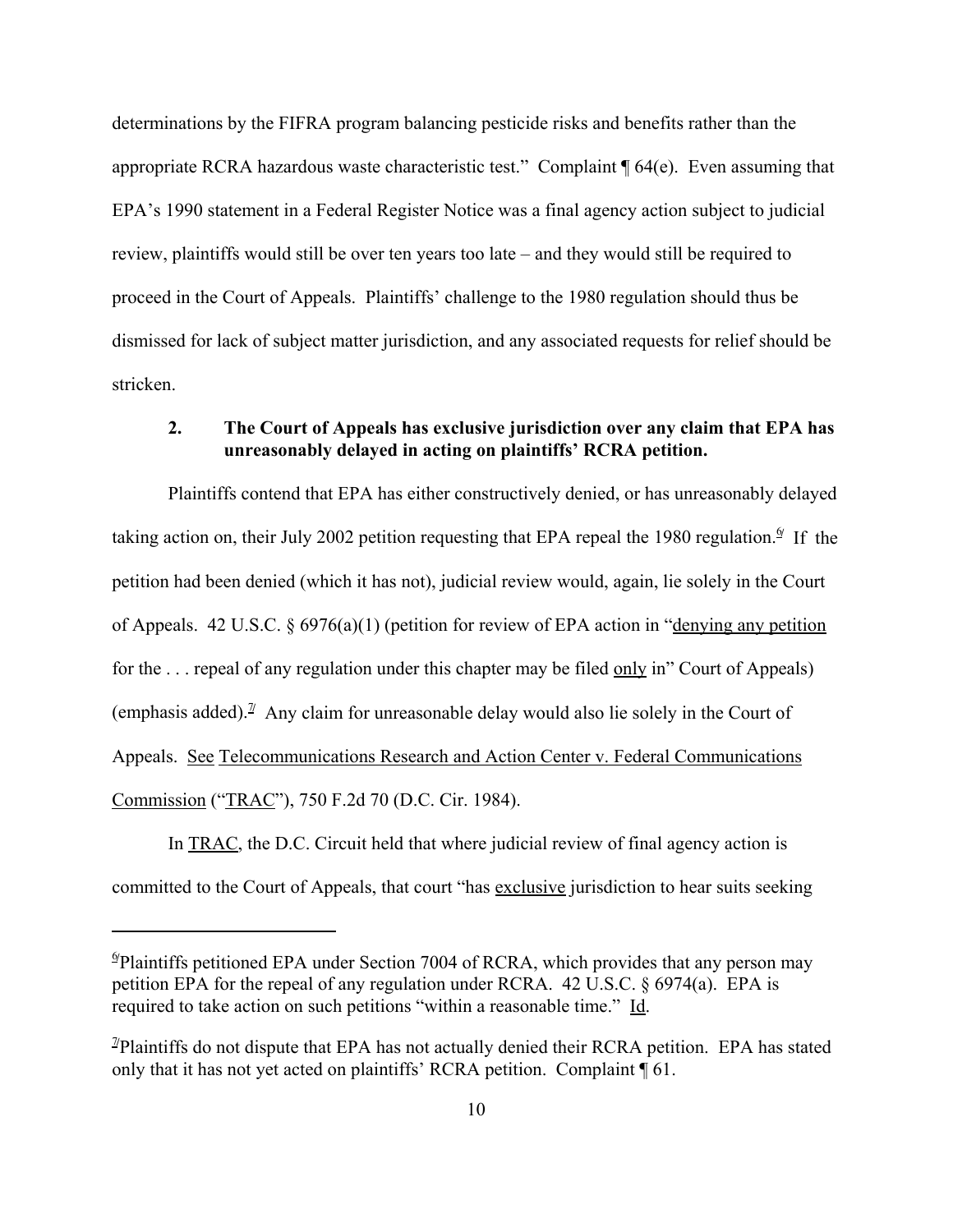determinations by the FIFRA program balancing pesticide risks and benefits rather than the appropriate RCRA hazardous waste characteristic test." Complaint ¶ 64(e). Even assuming that EPA's 1990 statement in a Federal Register Notice was a final agency action subject to judicial review, plaintiffs would still be over ten years too late – and they would still be required to proceed in the Court of Appeals. Plaintiffs' challenge to the 1980 regulation should thus be dismissed for lack of subject matter jurisdiction, and any associated requests for relief should be stricken.

### 2. The Court of Appeals has exclusive jurisdiction over any claim that EPA has unreasonably delayed in acting on plaintiffs' RCRA petition.

Plaintiffs contend that EPA has either constructively denied, or has unreasonably delayed taking action on, their July 2002 petition requesting that EPA repeal the 1980 regulation.[6] If the petition had been denied (which it has not), judicial review would, again, lie solely in the Court of Appeals. 42 U.S.C. § 6976(a)(1) (petition for review of EPA action in "denying any petition for the . . . repeal of any regulation under this chapter may be filed only in" Court of Appeals) (emphasis added).[7] Any claim for unreasonable delay would also lie solely in the Court of Appeals. See Telecommunications Research and Action Center v. Federal Communications Commission ("TRAC"), 750 F.2d 70 (D.C. Cir. 1984).

In TRAC, the D.C. Circuit held that where judicial review of final agency action is committed to the Court of Appeals, that court "has exclusive jurisdiction to hear suits seeking

---

[6] Plaintiffs petitioned EPA under Section 7004 of RCRA, which provides that any person may petition EPA for the repeal of any regulation under RCRA. 42 U.S.C. § 6974(a). EPA is required to take action on such petitions "within a reasonable time." Id.

[7] Plaintiffs do not dispute that EPA has not actually denied their RCRA petition. EPA has stated only that it has not yet acted on plaintiffs' RCRA petition. Complaint ¶ 61.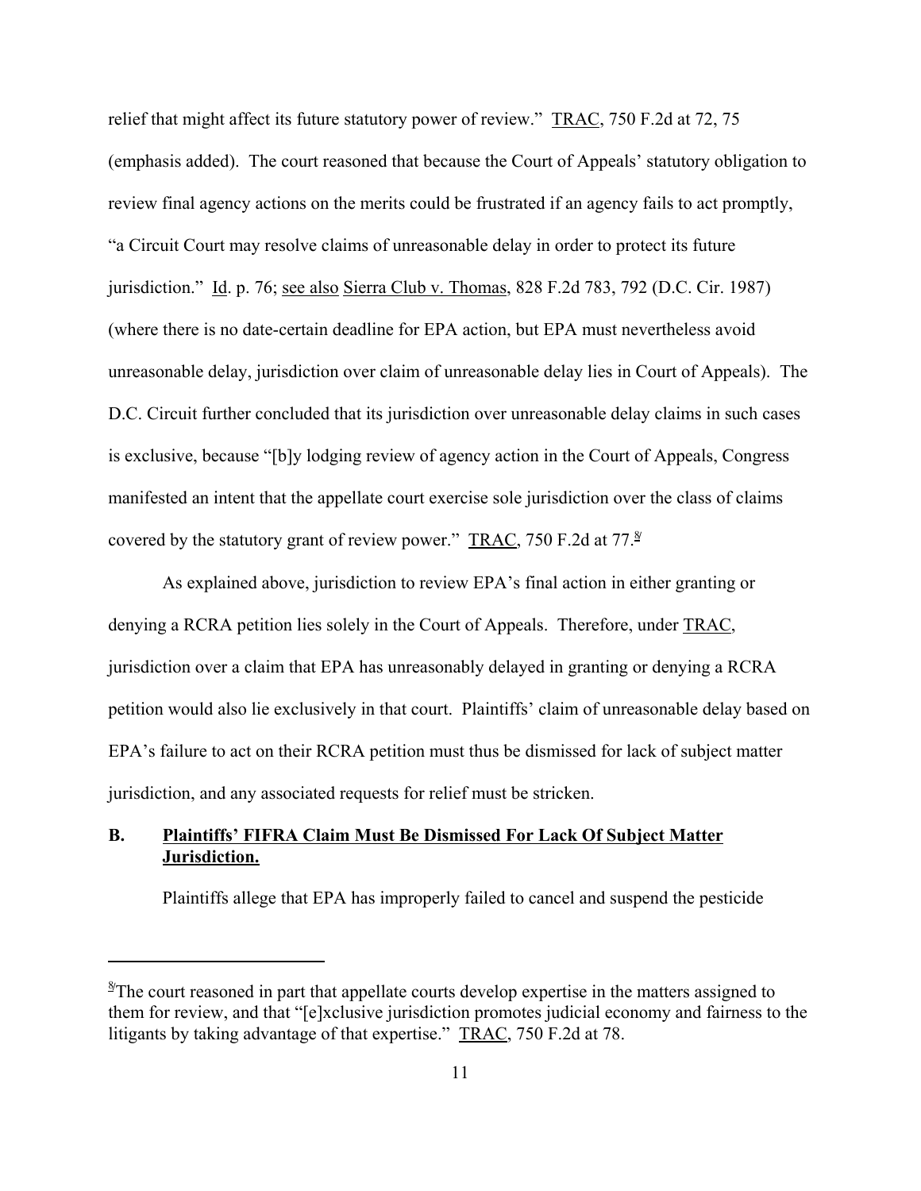relief that might affect its future statutory power of review." TRAC, 750 F.2d at 72, 75 (emphasis added). The court reasoned that because the Court of Appeals' statutory obligation to review final agency actions on the merits could be frustrated if an agency fails to act promptly, "a Circuit Court may resolve claims of unreasonable delay in order to protect its future jurisdiction." Id. p. 76; see also Sierra Club v. Thomas, 828 F.2d 783, 792 (D.C. Cir. 1987) (where there is no date-certain deadline for EPA action, but EPA must nevertheless avoid unreasonable delay, jurisdiction over claim of unreasonable delay lies in Court of Appeals). The D.C. Circuit further concluded that its jurisdiction over unreasonable delay claims in such cases is exclusive, because "[b]y lodging review of agency action in the Court of Appeals, Congress manifested an intent that the appellate court exercise sole jurisdiction over the class of claims covered by the statutory grant of review power." TRAC, 750 F.2d at 77.[8]

As explained above, jurisdiction to review EPA's final action in either granting or denying a RCRA petition lies solely in the Court of Appeals. Therefore, under TRAC, jurisdiction over a claim that EPA has unreasonably delayed in granting or denying a RCRA petition would also lie exclusively in that court. Plaintiffs' claim of unreasonable delay based on EPA's failure to act on their RCRA petition must thus be dismissed for lack of subject matter jurisdiction, and any associated requests for relief must be stricken.

### B. Plaintiffs' FIFRA Claim Must Be Dismissed For Lack Of Subject Matter Jurisdiction.

Plaintiffs allege that EPA has improperly failed to cancel and suspend the pesticide

---

[8] The court reasoned in part that appellate courts develop expertise in the matters assigned to them for review, and that "[e]xclusive jurisdiction promotes judicial economy and fairness to the litigants by taking advantage of that expertise." TRAC, 750 F.2d at 78.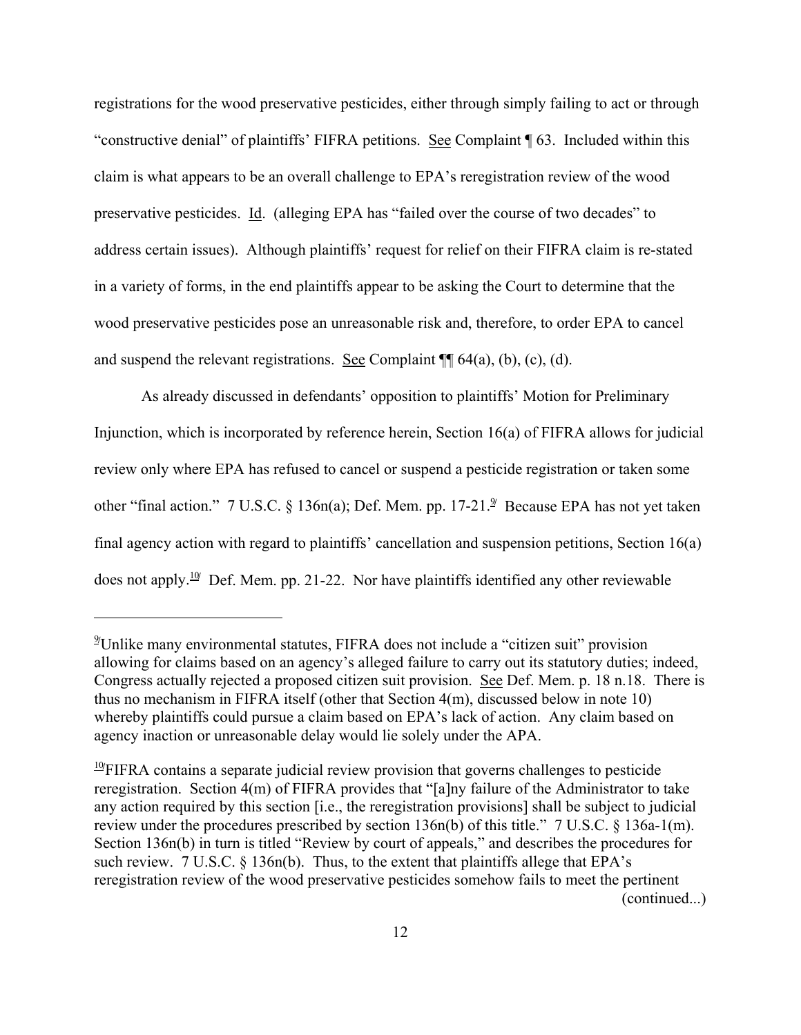registrations for the wood preservative pesticides, either through simply failing to act or through "constructive denial" of plaintiffs' FIFRA petitions. See Complaint ¶ 63. Included within this claim is what appears to be an overall challenge to EPA's reregistration review of the wood preservative pesticides. Id. (alleging EPA has "failed over the course of two decades" to address certain issues). Although plaintiffs' request for relief on their FIFRA claim is re-stated in a variety of forms, in the end plaintiffs appear to be asking the Court to determine that the wood preservative pesticides pose an unreasonable risk and, therefore, to order EPA to cancel and suspend the relevant registrations. See Complaint ¶¶ 64(a), (b), (c), (d).

As already discussed in defendants' opposition to plaintiffs' Motion for Preliminary Injunction, which is incorporated by reference herein, Section 16(a) of FIFRA allows for judicial review only where EPA has refused to cancel or suspend a pesticide registration or taken some other "final action." 7 U.S.C. § 136n(a); Def. Mem. pp. 17-21.[9] Because EPA has not yet taken final agency action with regard to plaintiffs' cancellation and suspension petitions, Section 16(a) does not apply.[10] Def. Mem. pp. 21-22. Nor have plaintiffs identified any other reviewable

---

[9] Unlike many environmental statutes, FIFRA does not include a "citizen suit" provision allowing for claims based on an agency's alleged failure to carry out its statutory duties; indeed, Congress actually rejected a proposed citizen suit provision. See Def. Mem. p. 18 n.18. There is thus no mechanism in FIFRA itself (other that Section 4(m), discussed below in note 10) whereby plaintiffs could pursue a claim based on EPA's lack of action. Any claim based on agency inaction or unreasonable delay would lie solely under the APA.

[10] FIFRA contains a separate judicial review provision that governs challenges to pesticide reregistration. Section 4(m) of FIFRA provides that "[a]ny failure of the Administrator to take any action required by this section [i.e., the reregistration provisions] shall be subject to judicial review under the procedures prescribed by section 136n(b) of this title." 7 U.S.C. § 136a-1(m). Section 136n(b) in turn is titled "Review by court of appeals," and describes the procedures for such review. 7 U.S.C. § 136n(b). Thus, to the extent that plaintiffs allege that EPA's reregistration review of the wood preservative pesticides somehow fails to meet the pertinent (continued...)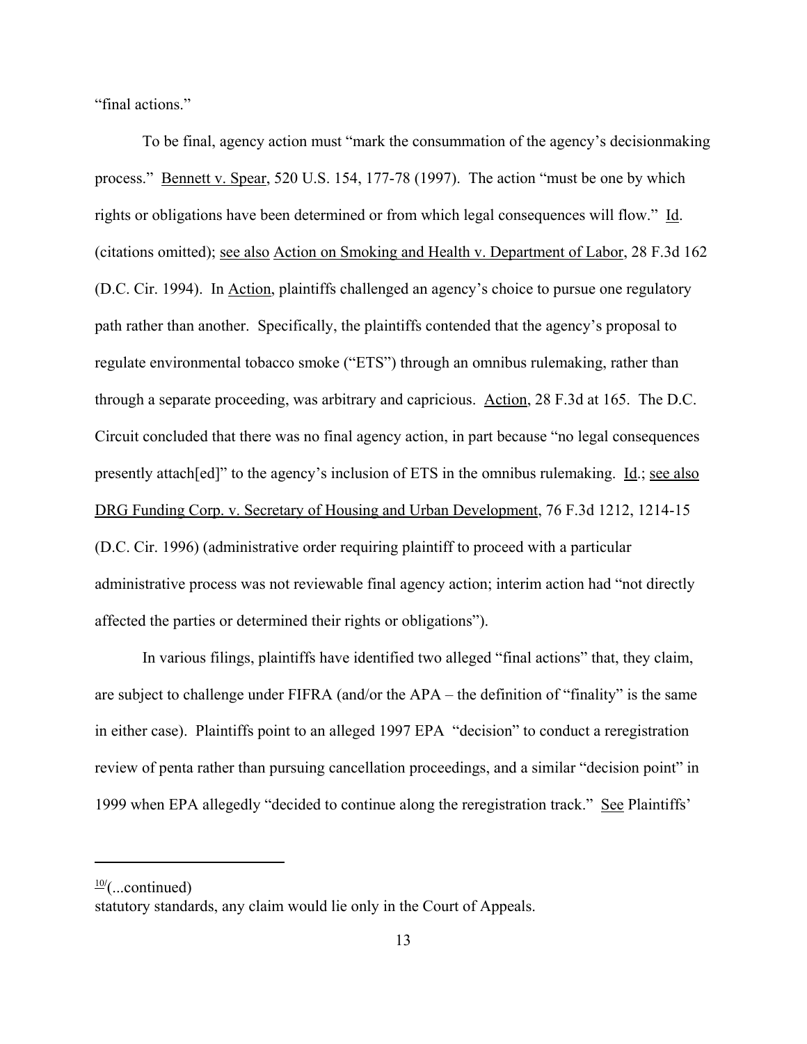"final actions."

To be final, agency action must "mark the consummation of the agency's decisionmaking process." Bennett v. Spear, 520 U.S. 154, 177-78 (1997). The action "must be one by which rights or obligations have been determined or from which legal consequences will flow." Id. (citations omitted); see also Action on Smoking and Health v. Department of Labor, 28 F.3d 162 (D.C. Cir. 1994). In Action, plaintiffs challenged an agency's choice to pursue one regulatory path rather than another. Specifically, the plaintiffs contended that the agency's proposal to regulate environmental tobacco smoke ("ETS") through an omnibus rulemaking, rather than through a separate proceeding, was arbitrary and capricious. Action, 28 F.3d at 165. The D.C. Circuit concluded that there was no final agency action, in part because "no legal consequences presently attach[ed]" to the agency's inclusion of ETS in the omnibus rulemaking. Id.; see also DRG Funding Corp. v. Secretary of Housing and Urban Development, 76 F.3d 1212, 1214-15 (D.C. Cir. 1996) (administrative order requiring plaintiff to proceed with a particular administrative process was not reviewable final agency action; interim action had "not directly affected the parties or determined their rights or obligations").

In various filings, plaintiffs have identified two alleged "final actions" that, they claim, are subject to challenge under FIFRA (and/or the APA – the definition of "finality" is the same in either case). Plaintiffs point to an alleged 1997 EPA "decision" to conduct a reregistration review of penta rather than pursuing cancellation proceedings, and a similar "decision point" in 1999 when EPA allegedly "decided to continue along the reregistration track." See Plaintiffs'

---

[10](...continued)
statutory standards, any claim would lie only in the Court of Appeals.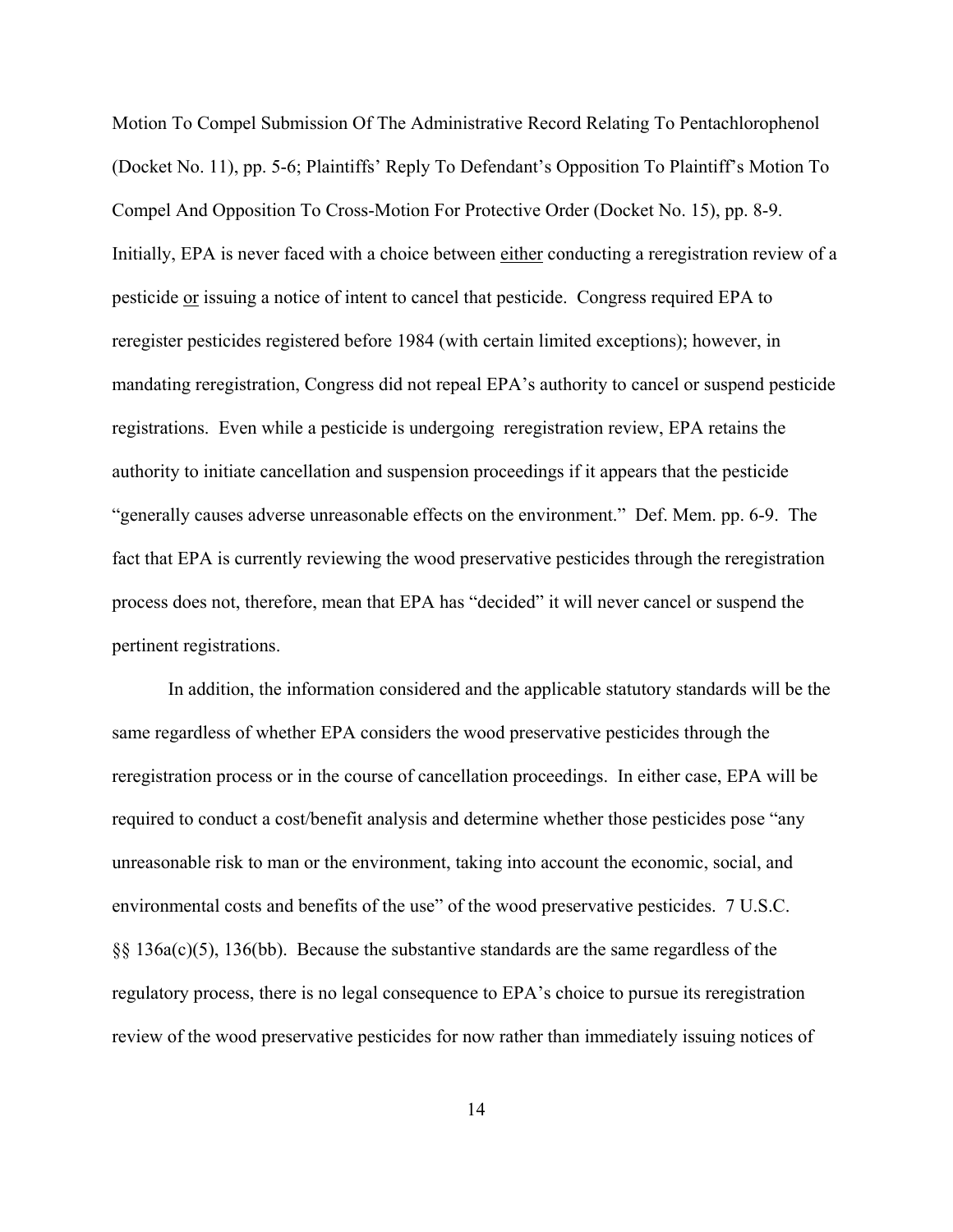Motion To Compel Submission Of The Administrative Record Relating To Pentachlorophenol (Docket No. 11), pp. 5-6; Plaintiffs' Reply To Defendant's Opposition To Plaintiff's Motion To Compel And Opposition To Cross-Motion For Protective Order (Docket No. 15), pp. 8-9. Initially, EPA is never faced with a choice between either conducting a reregistration review of a pesticide or issuing a notice of intent to cancel that pesticide. Congress required EPA to reregister pesticides registered before 1984 (with certain limited exceptions); however, in mandating reregistration, Congress did not repeal EPA's authority to cancel or suspend pesticide registrations. Even while a pesticide is undergoing reregistration review, EPA retains the authority to initiate cancellation and suspension proceedings if it appears that the pesticide "generally causes adverse unreasonable effects on the environment." Def. Mem. pp. 6-9. The fact that EPA is currently reviewing the wood preservative pesticides through the reregistration process does not, therefore, mean that EPA has "decided" it will never cancel or suspend the pertinent registrations.

In addition, the information considered and the applicable statutory standards will be the same regardless of whether EPA considers the wood preservative pesticides through the reregistration process or in the course of cancellation proceedings. In either case, EPA will be required to conduct a cost/benefit analysis and determine whether those pesticides pose "any unreasonable risk to man or the environment, taking into account the economic, social, and environmental costs and benefits of the use" of the wood preservative pesticides. 7 U.S.C. §§ 136a(c)(5), 136(bb). Because the substantive standards are the same regardless of the regulatory process, there is no legal consequence to EPA's choice to pursue its reregistration review of the wood preservative pesticides for now rather than immediately issuing notices of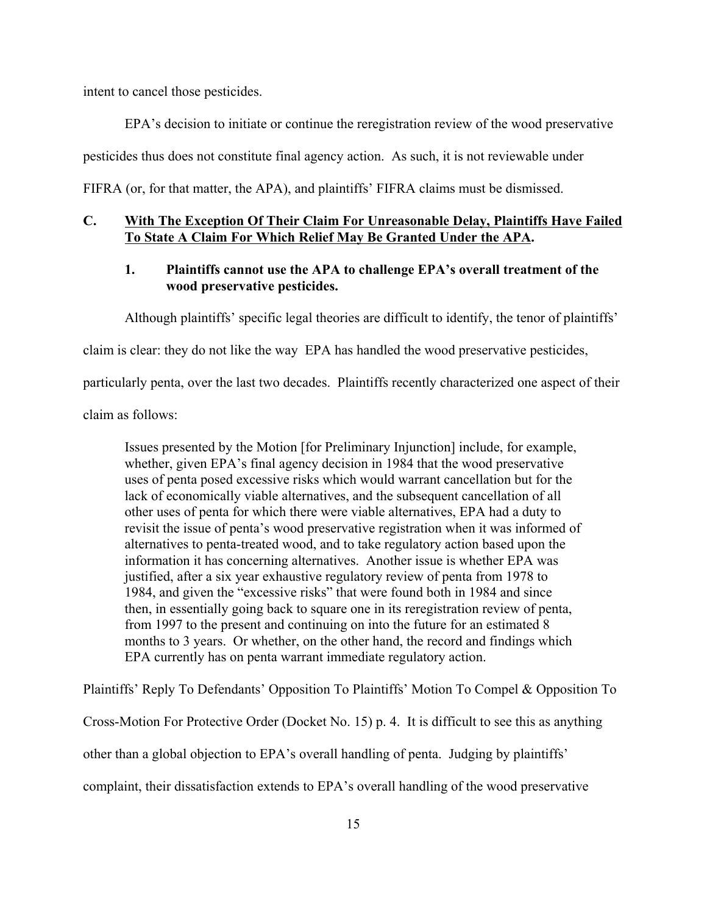intent to cancel those pesticides.

EPA's decision to initiate or continue the reregistration review of the wood preservative pesticides thus does not constitute final agency action. As such, it is not reviewable under FIFRA (or, for that matter, the APA), and plaintiffs' FIFRA claims must be dismissed.

### C. <u>With The Exception Of Their Claim For Unreasonable Delay, Plaintiffs Have Failed To State A Claim For Which Relief May Be Granted Under the APA</u>.

#### 1. Plaintiffs cannot use the APA to challenge EPA's overall treatment of the wood preservative pesticides.

Although plaintiffs' specific legal theories are difficult to identify, the tenor of plaintiffs' claim is clear: they do not like the way EPA has handled the wood preservative pesticides, particularly penta, over the last two decades. Plaintiffs recently characterized one aspect of their claim as follows:

> Issues presented by the Motion [for Preliminary Injunction] include, for example, whether, given EPA's final agency decision in 1984 that the wood preservative uses of penta posed excessive risks which would warrant cancellation but for the lack of economically viable alternatives, and the subsequent cancellation of all other uses of penta for which there were viable alternatives, EPA had a duty to revisit the issue of penta's wood preservative registration when it was informed of alternatives to penta-treated wood, and to take regulatory action based upon the information it has concerning alternatives. Another issue is whether EPA was justified, after a six year exhaustive regulatory review of penta from 1978 to 1984, and given the "excessive risks" that were found both in 1984 and since then, in essentially going back to square one in its reregistration review of penta, from 1997 to the present and continuing on into the future for an estimated 8 months to 3 years. Or whether, on the other hand, the record and findings which EPA currently has on penta warrant immediate regulatory action.

Plaintiffs' Reply To Defendants' Opposition To Plaintiffs' Motion To Compel & Opposition To Cross-Motion For Protective Order (Docket No. 15) p. 4. It is difficult to see this as anything other than a global objection to EPA's overall handling of penta. Judging by plaintiffs' complaint, their dissatisfaction extends to EPA's overall handling of the wood preservative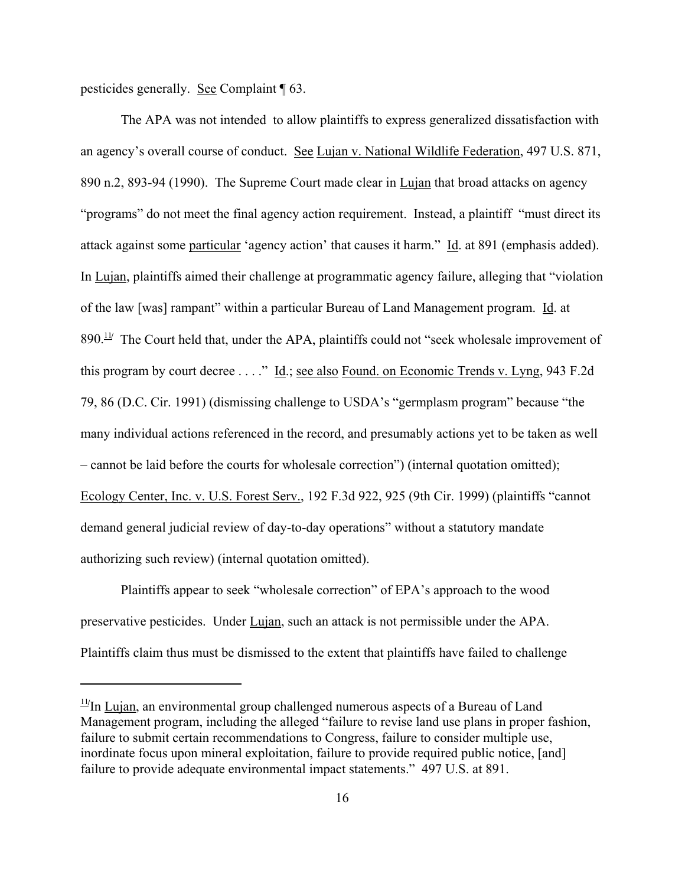pesticides generally. See Complaint ¶ 63.

The APA was not intended to allow plaintiffs to express generalized dissatisfaction with an agency's overall course of conduct. See Lujan v. National Wildlife Federation, 497 U.S. 871, 890 n.2, 893-94 (1990). The Supreme Court made clear in Lujan that broad attacks on agency "programs" do not meet the final agency action requirement. Instead, a plaintiff "must direct its attack against some particular 'agency action' that causes it harm." Id. at 891 (emphasis added). In Lujan, plaintiffs aimed their challenge at programmatic agency failure, alleging that "violation of the law [was] rampant" within a particular Bureau of Land Management program. Id. at 890.[11] The Court held that, under the APA, plaintiffs could not "seek wholesale improvement of this program by court decree . . . ." Id.; see also Found. on Economic Trends v. Lyng, 943 F.2d 79, 86 (D.C. Cir. 1991) (dismissing challenge to USDA's "germplasm program" because "the many individual actions referenced in the record, and presumably actions yet to be taken as well – cannot be laid before the courts for wholesale correction") (internal quotation omitted); Ecology Center, Inc. v. U.S. Forest Serv., 192 F.3d 922, 925 (9th Cir. 1999) (plaintiffs "cannot demand general judicial review of day-to-day operations" without a statutory mandate authorizing such review) (internal quotation omitted).

Plaintiffs appear to seek "wholesale correction" of EPA's approach to the wood preservative pesticides. Under Lujan, such an attack is not permissible under the APA. Plaintiffs claim thus must be dismissed to the extent that plaintiffs have failed to challenge

---

[11] In Lujan, an environmental group challenged numerous aspects of a Bureau of Land Management program, including the alleged "failure to revise land use plans in proper fashion, failure to submit certain recommendations to Congress, failure to consider multiple use, inordinate focus upon mineral exploitation, failure to provide required public notice, [and] failure to provide adequate environmental impact statements." 497 U.S. at 891.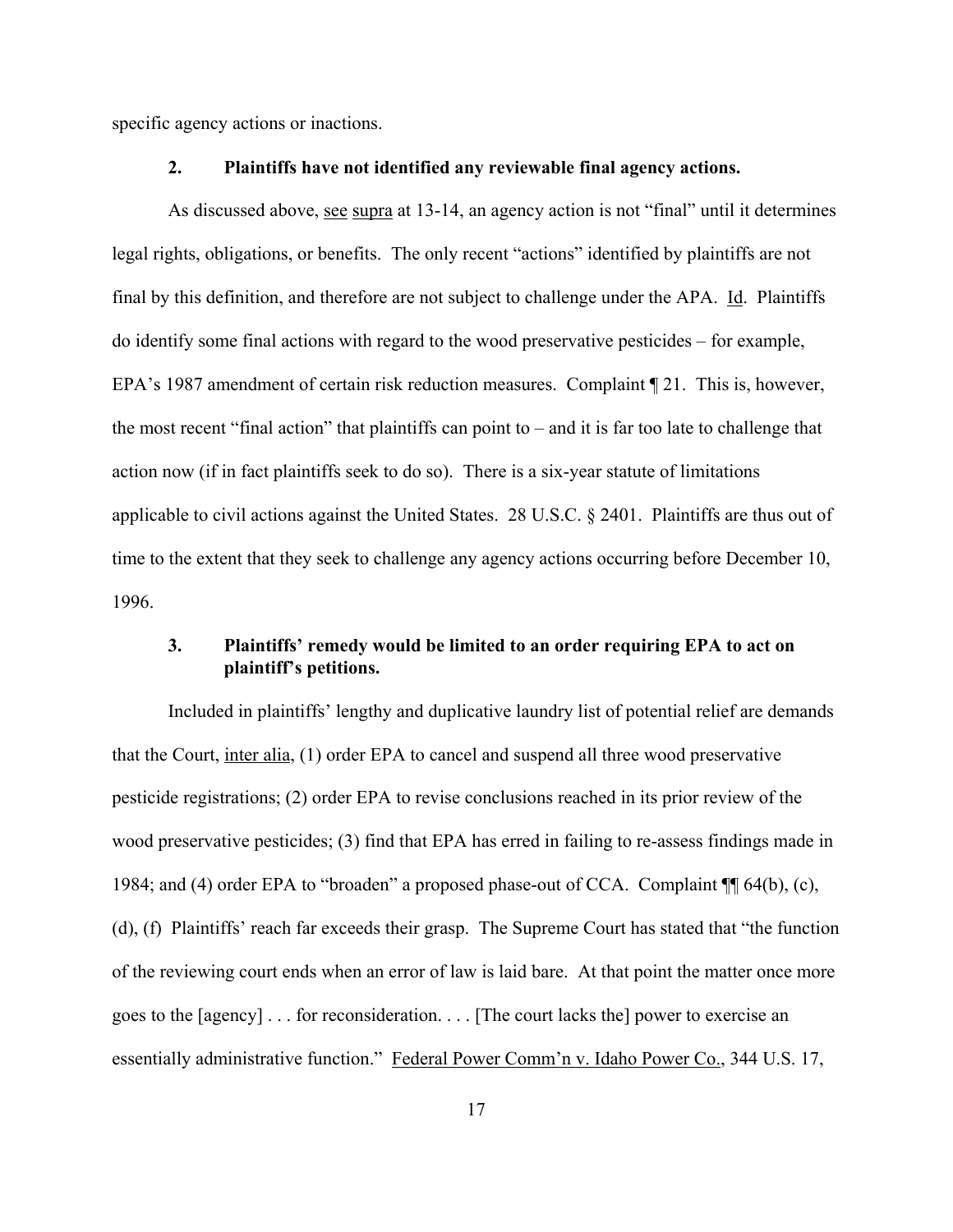specific agency actions or inactions.

### 2. Plaintiffs have not identified any reviewable final agency actions.

As discussed above, see supra at 13-14, an agency action is not "final" until it determines legal rights, obligations, or benefits. The only recent "actions" identified by plaintiffs are not final by this definition, and therefore are not subject to challenge under the APA. Id. Plaintiffs do identify some final actions with regard to the wood preservative pesticides – for example, EPA's 1987 amendment of certain risk reduction measures. Complaint ¶ 21. This is, however, the most recent "final action" that plaintiffs can point to – and it is far too late to challenge that action now (if in fact plaintiffs seek to do so). There is a six-year statute of limitations applicable to civil actions against the United States. 28 U.S.C. § 2401. Plaintiffs are thus out of time to the extent that they seek to challenge any agency actions occurring before December 10, 1996.

### 3. Plaintiffs' remedy would be limited to an order requiring EPA to act on plaintiff's petitions.

Included in plaintiffs' lengthy and duplicative laundry list of potential relief are demands that the Court, inter alia, (1) order EPA to cancel and suspend all three wood preservative pesticide registrations; (2) order EPA to revise conclusions reached in its prior review of the wood preservative pesticides; (3) find that EPA has erred in failing to re-assess findings made in 1984; and (4) order EPA to "broaden" a proposed phase-out of CCA. Complaint ¶¶ 64(b), (c), (d), (f) Plaintiffs' reach far exceeds their grasp. The Supreme Court has stated that "the function of the reviewing court ends when an error of law is laid bare. At that point the matter once more goes to the [agency] . . . for reconsideration. . . . [The court lacks the] power to exercise an essentially administrative function." Federal Power Comm'n v. Idaho Power Co., 344 U.S. 17,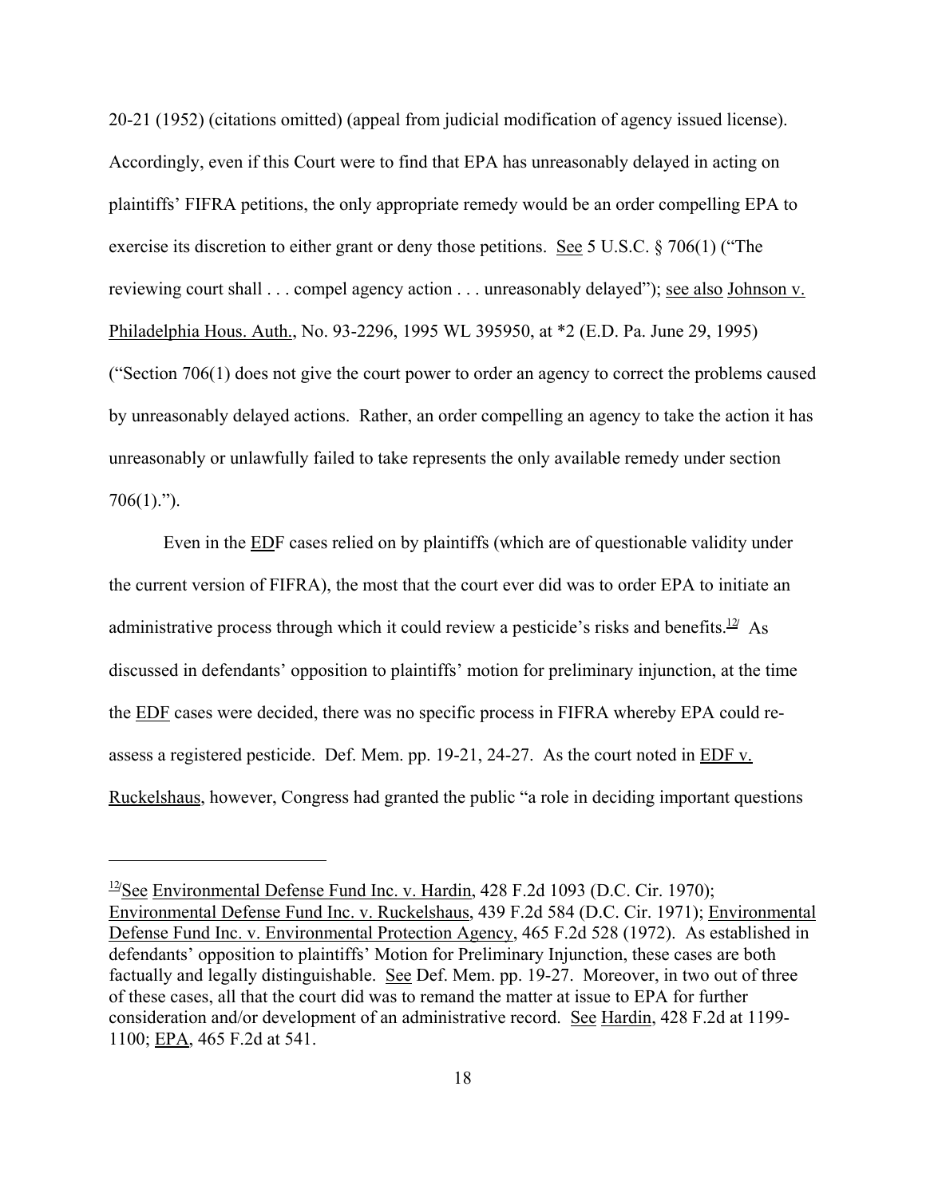20-21 (1952) (citations omitted) (appeal from judicial modification of agency issued license). Accordingly, even if this Court were to find that EPA has unreasonably delayed in acting on plaintiffs' FIFRA petitions, the only appropriate remedy would be an order compelling EPA to exercise its discretion to either grant or deny those petitions. See 5 U.S.C. § 706(1) ("The reviewing court shall . . . compel agency action . . . unreasonably delayed"); see also Johnson v. Philadelphia Hous. Auth., No. 93-2296, 1995 WL 395950, at *2 (E.D. Pa. June 29, 1995) ("Section 706(1) does not give the court power to order an agency to correct the problems caused by unreasonably delayed actions. Rather, an order compelling an agency to take the action it has unreasonably or unlawfully failed to take represents the only available remedy under section 706(1).").

Even in the EDF cases relied on by plaintiffs (which are of questionable validity under the current version of FIFRA), the most that the court ever did was to order EPA to initiate an administrative process through which it could review a pesticide's risks and benefits.[12] As discussed in defendants' opposition to plaintiffs' motion for preliminary injunction, at the time the EDF cases were decided, there was no specific process in FIFRA whereby EPA could re-assess a registered pesticide. Def. Mem. pp. 19-21, 24-27. As the court noted in EDF v. Ruckelshaus, however, Congress had granted the public "a role in deciding important questions

---

[12] See Environmental Defense Fund Inc. v. Hardin, 428 F.2d 1093 (D.C. Cir. 1970); Environmental Defense Fund Inc. v. Ruckelshaus, 439 F.2d 584 (D.C. Cir. 1971); Environmental Defense Fund Inc. v. Environmental Protection Agency, 465 F.2d 528 (1972). As established in defendants' opposition to plaintiffs' Motion for Preliminary Injunction, these cases are both factually and legally distinguishable. See Def. Mem. pp. 19-27. Moreover, in two out of three of these cases, all that the court did was to remand the matter at issue to EPA for further consideration and/or development of an administrative record. See Hardin, 428 F.2d at 1199-1100; EPA, 465 F.2d at 541.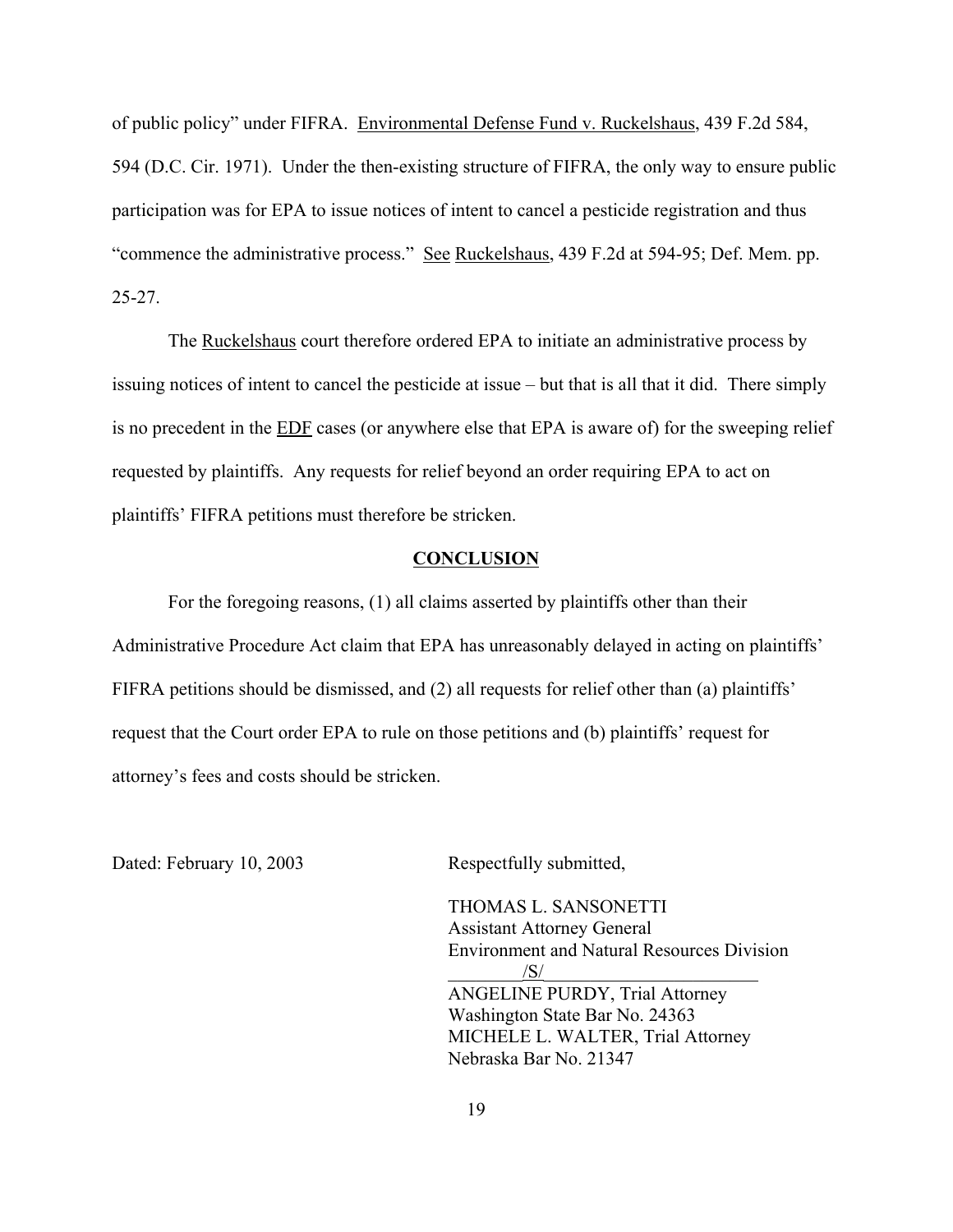of public policy" under FIFRA. Environmental Defense Fund v. Ruckelshaus, 439 F.2d 584, 594 (D.C. Cir. 1971). Under the then-existing structure of FIFRA, the only way to ensure public participation was for EPA to issue notices of intent to cancel a pesticide registration and thus "commence the administrative process." See Ruckelshaus, 439 F.2d at 594-95; Def. Mem. pp. 25-27.

The Ruckelshaus court therefore ordered EPA to initiate an administrative process by issuing notices of intent to cancel the pesticide at issue – but that is all that it did. There simply is no precedent in the EDF cases (or anywhere else that EPA is aware of) for the sweeping relief requested by plaintiffs. Any requests for relief beyond an order requiring EPA to act on plaintiffs' FIFRA petitions must therefore be stricken.

## CONCLUSION

For the foregoing reasons, (1) all claims asserted by plaintiffs other than their Administrative Procedure Act claim that EPA has unreasonably delayed in acting on plaintiffs' FIFRA petitions should be dismissed, and (2) all requests for relief other than (a) plaintiffs' request that the Court order EPA to rule on those petitions and (b) plaintiffs' request for attorney's fees and costs should be stricken.

Dated: February 10, 2003

Respectfully submitted,

THOMAS L. SANSONETTI
Assistant Attorney General
Environment and Natural Resources Division

/S/

ANGELINE PURDY, Trial Attorney
Washington State Bar No. 24363
MICHELE L. WALTER, Trial Attorney
Nebraska Bar No. 21347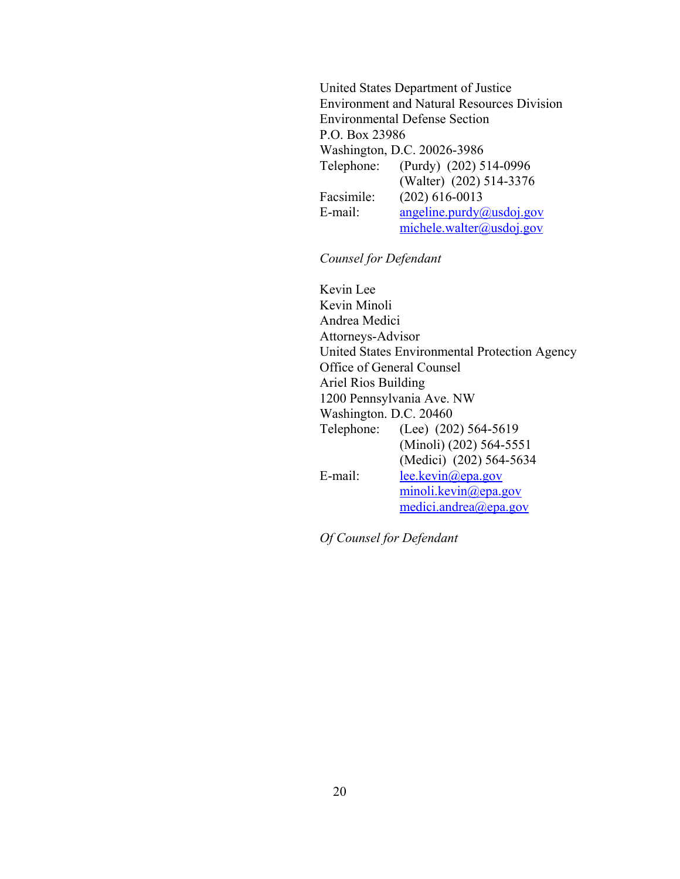United States Department of Justice
Environment and Natural Resources Division
Environmental Defense Section
P.O. Box 23986
Washington, D.C. 20026-3986
Telephone: (Purdy) (202) 514-0996
(Walter) (202) 514-3376
Facsimile: (202) 616-0013
E-mail: angeline.purdy@usdoj.gov
michele.walter@usdoj.gov

*Counsel for Defendant*

Kevin Lee
Kevin Minoli
Andrea Medici
Attorneys-Advisor
United States Environmental Protection Agency
Office of General Counsel
Ariel Rios Building
1200 Pennsylvania Ave. NW
Washington. D.C. 20460
Telephone: (Lee) (202) 564-5619
(Minoli) (202) 564-5551
(Medici) (202) 564-5634
E-mail: lee.kevin@epa.gov
minoli.kevin@epa.gov
medici.andrea@epa.gov

*Of Counsel for Defendant*